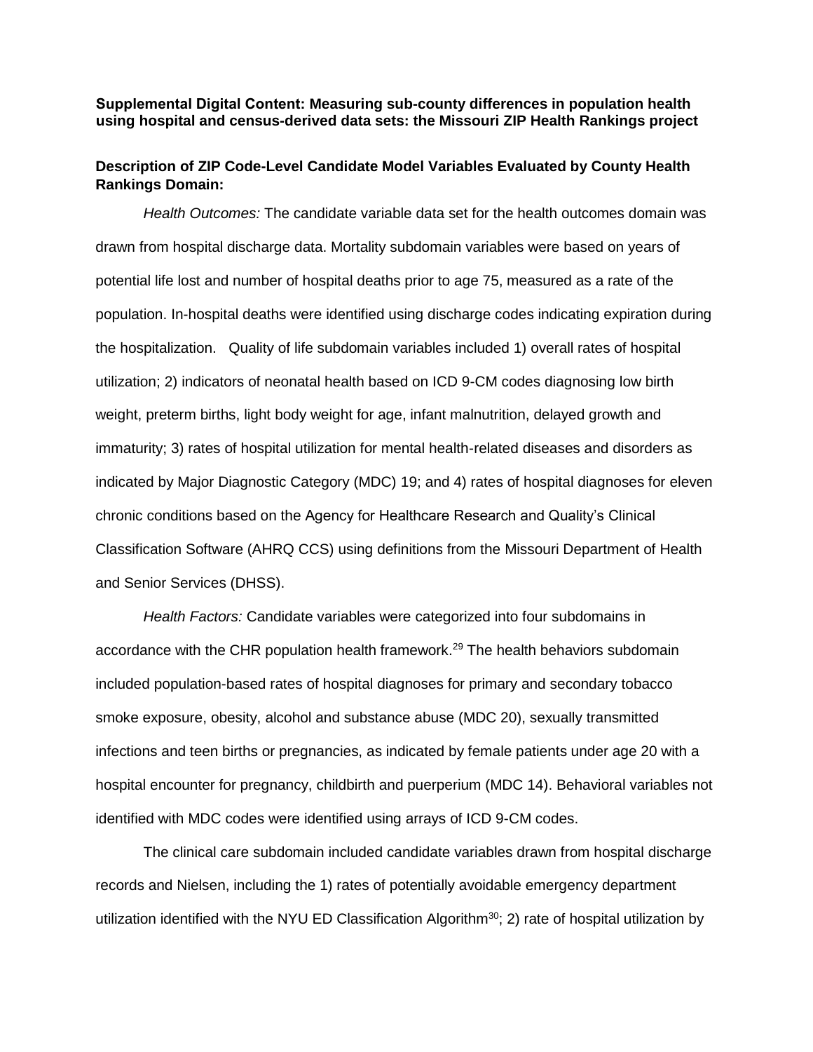**Supplemental Digital Content: Measuring sub-county differences in population health using hospital and census-derived data sets: the Missouri ZIP Health Rankings project**

**Description of ZIP Code-Level Candidate Model Variables Evaluated by County Health Rankings Domain:**

*Health Outcomes:* The candidate variable data set for the health outcomes domain was drawn from hospital discharge data. Mortality subdomain variables were based on years of potential life lost and number of hospital deaths prior to age 75, measured as a rate of the population. In-hospital deaths were identified using discharge codes indicating expiration during the hospitalization. Quality of life subdomain variables included 1) overall rates of hospital utilization; 2) indicators of neonatal health based on ICD 9-CM codes diagnosing low birth weight, preterm births, light body weight for age, infant malnutrition, delayed growth and immaturity; 3) rates of hospital utilization for mental health-related diseases and disorders as indicated by Major Diagnostic Category (MDC) 19; and 4) rates of hospital diagnoses for eleven chronic conditions based on the Agency for Healthcare Research and Quality's Clinical Classification Software (AHRQ CCS) using definitions from the Missouri Department of Health and Senior Services (DHSS).

*Health Factors:* Candidate variables were categorized into four subdomains in accordance with the CHR population health framework.[29] The health behaviors subdomain included population-based rates of hospital diagnoses for primary and secondary tobacco smoke exposure, obesity, alcohol and substance abuse (MDC 20), sexually transmitted infections and teen births or pregnancies, as indicated by female patients under age 20 with a hospital encounter for pregnancy, childbirth and puerperium (MDC 14). Behavioral variables not identified with MDC codes were identified using arrays of ICD 9-CM codes.

The clinical care subdomain included candidate variables drawn from hospital discharge records and Nielsen, including the 1) rates of potentially avoidable emergency department utilization identified with the NYU ED Classification Algorithm[30]; 2) rate of hospital utilization by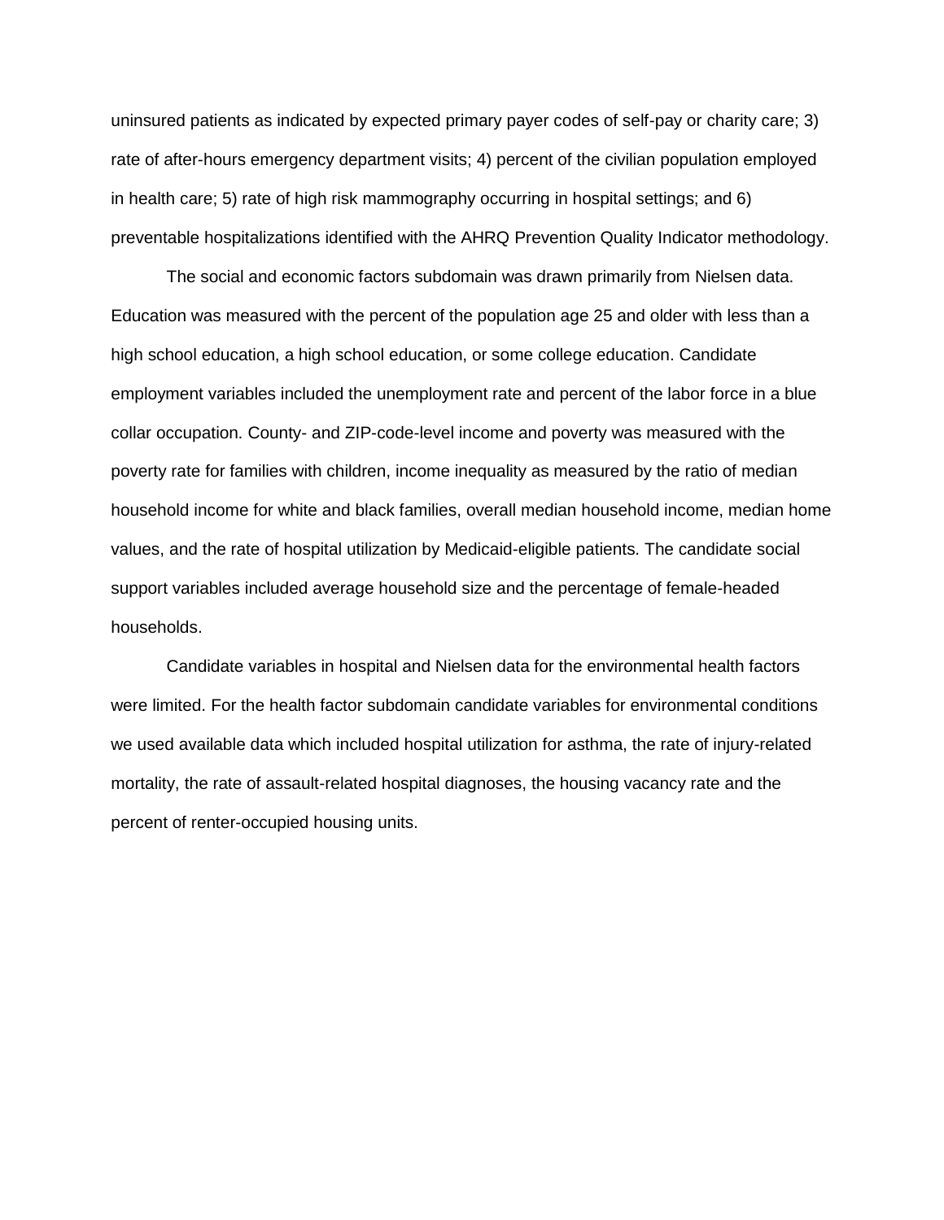uninsured patients as indicated by expected primary payer codes of self-pay or charity care; 3) rate of after-hours emergency department visits; 4) percent of the civilian population employed in health care; 5) rate of high risk mammography occurring in hospital settings; and 6) preventable hospitalizations identified with the AHRQ Prevention Quality Indicator methodology.

The social and economic factors subdomain was drawn primarily from Nielsen data. Education was measured with the percent of the population age 25 and older with less than a high school education, a high school education, or some college education. Candidate employment variables included the unemployment rate and percent of the labor force in a blue collar occupation. County- and ZIP-code-level income and poverty was measured with the poverty rate for families with children, income inequality as measured by the ratio of median household income for white and black families, overall median household income, median home values, and the rate of hospital utilization by Medicaid-eligible patients. The candidate social support variables included average household size and the percentage of female-headed households.

Candidate variables in hospital and Nielsen data for the environmental health factors were limited. For the health factor subdomain candidate variables for environmental conditions we used available data which included hospital utilization for asthma, the rate of injury-related mortality, the rate of assault-related hospital diagnoses, the housing vacancy rate and the percent of renter-occupied housing units.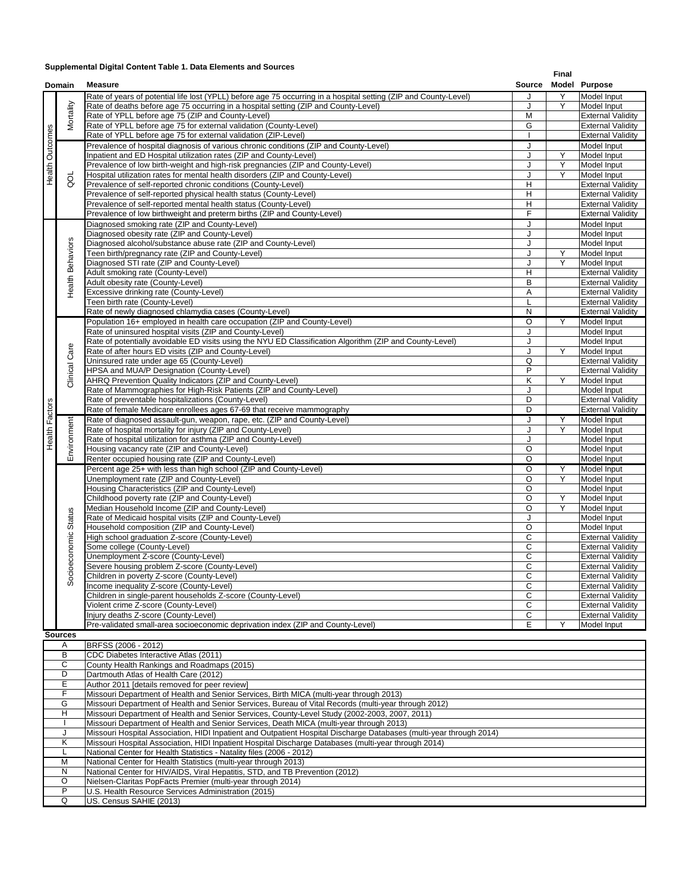**Supplemental Digital Content Table 1. Data Elements and Sources**

| Domain | | Measure | Source | Final Model | Purpose |
|---|---|---|---|---|---|
| Health Outcomes | Mortality | Rate of years of potential life lost (YPLL) before age 75 occurring in a hospital setting (ZIP and County-Level) | J | Y | Model Input |
| | | Rate of deaths before age 75 occurring in a hospital setting (ZIP and County-Level) | J | Y | Model Input |
| | | Rate of YPLL before age 75 (ZIP and County-Level) | M | | External Validity |
| | | Rate of YPLL before age 75 for external validation (County-Level) | G | | External Validity |
| | | Rate of YPLL before age 75 for external validation (ZIP-Level) | I | | External Validity |
| | QOL | Prevalence of hospital diagnosis of various chronic conditions (ZIP and County-Level) | J | | Model Input |
| | | Inpatient and ED Hospital utilization rates (ZIP and County-Level) | J | Y | Model Input |
| | | Prevalence of low birth-weight and high-risk pregnancies (ZIP and County-Level) | J | Y | Model Input |
| | | Hospital utilization rates for mental health disorders (ZIP and County-Level) | J | Y | Model Input |
| | | Prevalence of self-reported chronic conditions (County-Level) | H | | External Validity |
| | | Prevalence of self-reported physical health status (County-Level) | H | | External Validity |
| | | Prevalence of self-reported mental health status (County-Level) | H | | External Validity |
| | | Prevalence of low birthweight and preterm births (ZIP and County-Level) | F | | External Validity |
| Health Factors | Health Behaviors | Diagnosed smoking rate (ZIP and County-Level) | J | | Model Input |
| | | Diagnosed obesity rate (ZIP and County-Level) | J | | Model Input |
| | | Diagnosed alcohol/substance abuse rate (ZIP and County-Level) | J | | Model Input |
| | | Teen birth/pregnancy rate (ZIP and County-Level) | J | Y | Model Input |
| | | Diagnosed STI rate (ZIP and County-Level) | J | Y | Model Input |
| | | Adult smoking rate (County-Level) | H | | External Validity |
| | | Adult obesity rate (County-Level) | B | | External Validity |
| | | Excessive drinking rate (County-Level) | A | | External Validity |
| | | Teen birth rate (County-Level) | L | | External Validity |
| | | Rate of newly diagnosed chlamydia cases (County-Level) | N | | External Validity |
| | Clinical Care | Population 16+ employed in health care occupation (ZIP and County-Level) | O | Y | Model Input |
| | | Rate of uninsured hospital visits (ZIP and County-Level) | J | | Model Input |
| | | Rate of potentially avoidable ED visits using the NYU ED Classification Algorithm (ZIP and County-Level) | J | | Model Input |
| | | Rate of after hours ED visits (ZIP and County-Level) | J | Y | Model Input |
| | | Uninsured rate under age 65 (County-Level) | Q | | External Validity |
| | | HPSA and MUA/P Designation (County-Level) | P | | External Validity |
| | | AHRQ Prevention Quality Indicators (ZIP and County-Level) | K | Y | Model Input |
| | | Rate of Mammographies for High-Risk Patients (ZIP and County-Level) | J | | Model Input |
| | | Rate of preventable hospitalizations (County-Level) | D | | External Validity |
| | | Rate of female Medicare enrollees ages 67-69 that receive mammography | D | | External Validity |
| | Environment | Rate of diagnosed assault-gun, weapon, rape, etc. (ZIP and County-Level) | J | Y | Model Input |
| | | Rate of hospital mortality for injury (ZIP and County-Level) | J | Y | Model Input |
| | | Rate of hospital utilization for asthma (ZIP and County-Level) | J | | Model Input |
| | | Housing vacancy rate (ZIP and County-Level) | O | | Model Input |
| | | Renter occupied housing rate (ZIP and County-Level) | O | | Model Input |
| | Socioeconomic Status | Percent age 25+ with less than high school (ZIP and County-Level) | O | Y | Model Input |
| | | Unemployment rate (ZIP and County-Level) | O | Y | Model Input |
| | | Housing Characteristics (ZIP and County-Level) | O | | Model Input |
| | | Childhood poverty rate (ZIP and County-Level) | O | Y | Model Input |
| | | Median Household Income (ZIP and County-Level) | O | Y | Model Input |
| | | Rate of Medicaid hospital visits (ZIP and County-Level) | J | | Model Input |
| | | Household composition (ZIP and County-Level) | O | | Model Input |
| | | High school graduation Z-score (County-Level) | C | | External Validity |
| | | Some college (County-Level) | C | | External Validity |
| | | Unemployment Z-score (County-Level) | C | | External Validity |
| | | Severe housing problem Z-score (County-Level) | C | | External Validity |
| | | Children in poverty Z-score (County-Level) | C | | External Validity |
| | | Income inequality Z-score (County-Level) | C | | External Validity |
| | | Children in single-parent households Z-score (County-Level) | C | | External Validity |
| | | Violent crime Z-score (County-Level) | C | | External Validity |
| | | Injury deaths Z-score (County-Level) | C | | External Validity |
| | | Pre-validated small-area socioeconomic deprivation index (ZIP and County-Level) | E | Y | Model Input |

**Sources**

| | |
|---|---|
| A | BRFSS (2006 - 2012) |
| B | CDC Diabetes Interactive Atlas (2011) |
| C | County Health Rankings and Roadmaps (2015) |
| D | Dartmouth Atlas of Health Care (2012) |
| E | Author 2011 [details removed for peer review] |
| F | Missouri Department of Health and Senior Services, Birth MICA (multi-year through 2013) |
| G | Missouri Department of Health and Senior Services, Bureau of Vital Records (multi-year through 2012) |
| H | Missouri Department of Health and Senior Services, County-Level Study (2002-2003, 2007, 2011) |
| I | Missouri Department of Health and Senior Services, Death MICA (multi-year through 2013) |
| J | Missouri Hospital Association, HIDI Inpatient and Outpatient Hospital Discharge Databases (multi-year through 2014) |
| K | Missouri Hospital Association, HIDI Inpatient Hospital Discharge Databases (multi-year through 2014) |
| L | National Center for Health Statistics - Natality files (2006 - 2012) |
| M | National Center for Health Statistics (multi-year through 2013) |
| N | National Center for HIV/AIDS, Viral Hepatitis, STD, and TB Prevention (2012) |
| O | Nielsen-Claritas PopFacts Premier (multi-year through 2014) |
| P | U.S. Health Resource Services Administration (2015) |
| Q | US. Census SAHIE (2013) |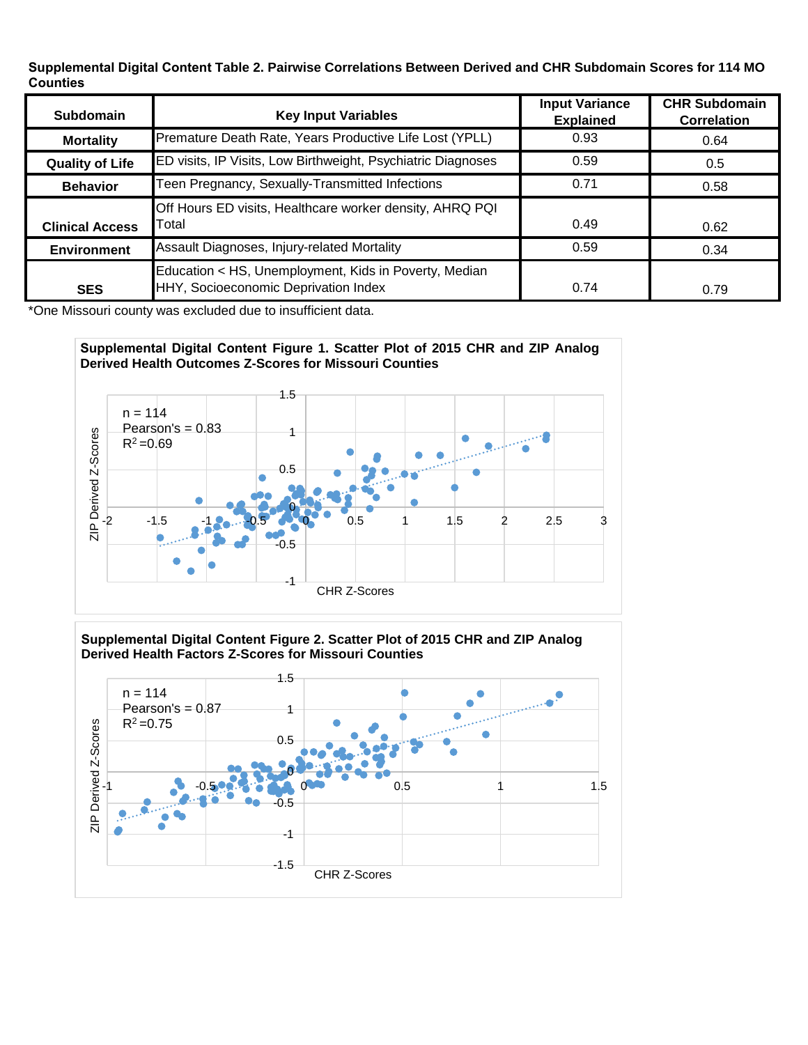**Supplemental Digital Content Table 2. Pairwise Correlations Between Derived and CHR Subdomain Scores for 114 MO Counties**

| Subdomain | Key Input Variables | Input Variance Explained | CHR Subdomain Correlation |
|---|---|---|---|
| Mortality | Premature Death Rate, Years Productive Life Lost (YPLL) | 0.93 | 0.64 |
| Quality of Life | ED visits, IP Visits, Low Birthweight, Psychiatric Diagnoses | 0.59 | 0.5 |
| Behavior | Teen Pregnancy, Sexually-Transmitted Infections | 0.71 | 0.58 |
| Clinical Access | Off Hours ED visits, Healthcare worker density, AHRQ PQI Total | 0.49 | 0.62 |
| Environment | Assault Diagnoses, Injury-related Mortality | 0.59 | 0.34 |
| SES | Education < HS, Unemployment, Kids in Poverty, Median HHY, Socioeconomic Deprivation Index | 0.74 | 0.79 |

*One Missouri county was excluded due to insufficient data.

**Supplemental Digital Content Figure 1. Scatter Plot of 2015 CHR and ZIP Analog Derived Health Outcomes Z-Scores for Missouri Counties**

n = 114
Pearson's = 0.83
$R^2$ =0.69

**Supplemental Digital Content Figure 2. Scatter Plot of 2015 CHR and ZIP Analog Derived Health Factors Z-Scores for Missouri Counties**

n = 114
Pearson's = 0.87
$R^2$ =0.75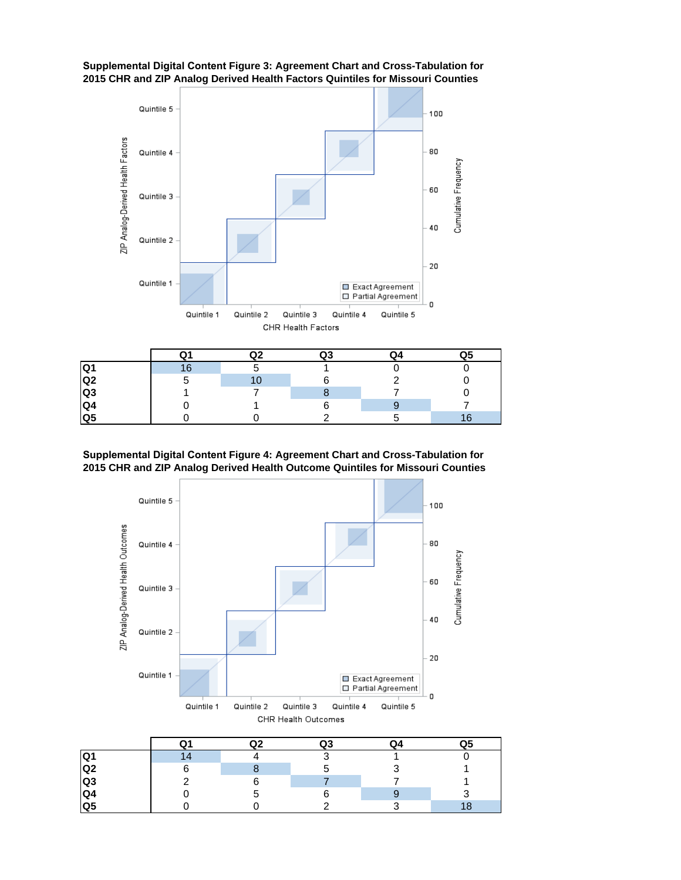**Supplemental Digital Content Figure 3: Agreement Chart and Cross-Tabulation for 2015 CHR and ZIP Analog Derived Health Factors Quintiles for Missouri Counties**

| | Q1 | Q2 | Q3 | Q4 | Q5 |
|---|---|---|---|---|---|
| **Q1** | 16 | 5 | 1 | 0 | 0 |
| **Q2** | 5 | 10 | 6 | 2 | 0 |
| **Q3** | 1 | 7 | 8 | 7 | 0 |
| **Q4** | 0 | 1 | 6 | 9 | 7 |
| **Q5** | 0 | 0 | 2 | 5 | 16 |

**Supplemental Digital Content Figure 4: Agreement Chart and Cross-Tabulation for 2015 CHR and ZIP Analog Derived Health Outcome Quintiles for Missouri Counties**

| | Q1 | Q2 | Q3 | Q4 | Q5 |
|---|---|---|---|---|---|
| **Q1** | 14 | 4 | 3 | 1 | 0 |
| **Q2** | 6 | 8 | 5 | 3 | 1 |
| **Q3** | 2 | 6 | 7 | 7 | 1 |
| **Q4** | 0 | 5 | 6 | 9 | 3 |
| **Q5** | 0 | 0 | 2 | 3 | 18 |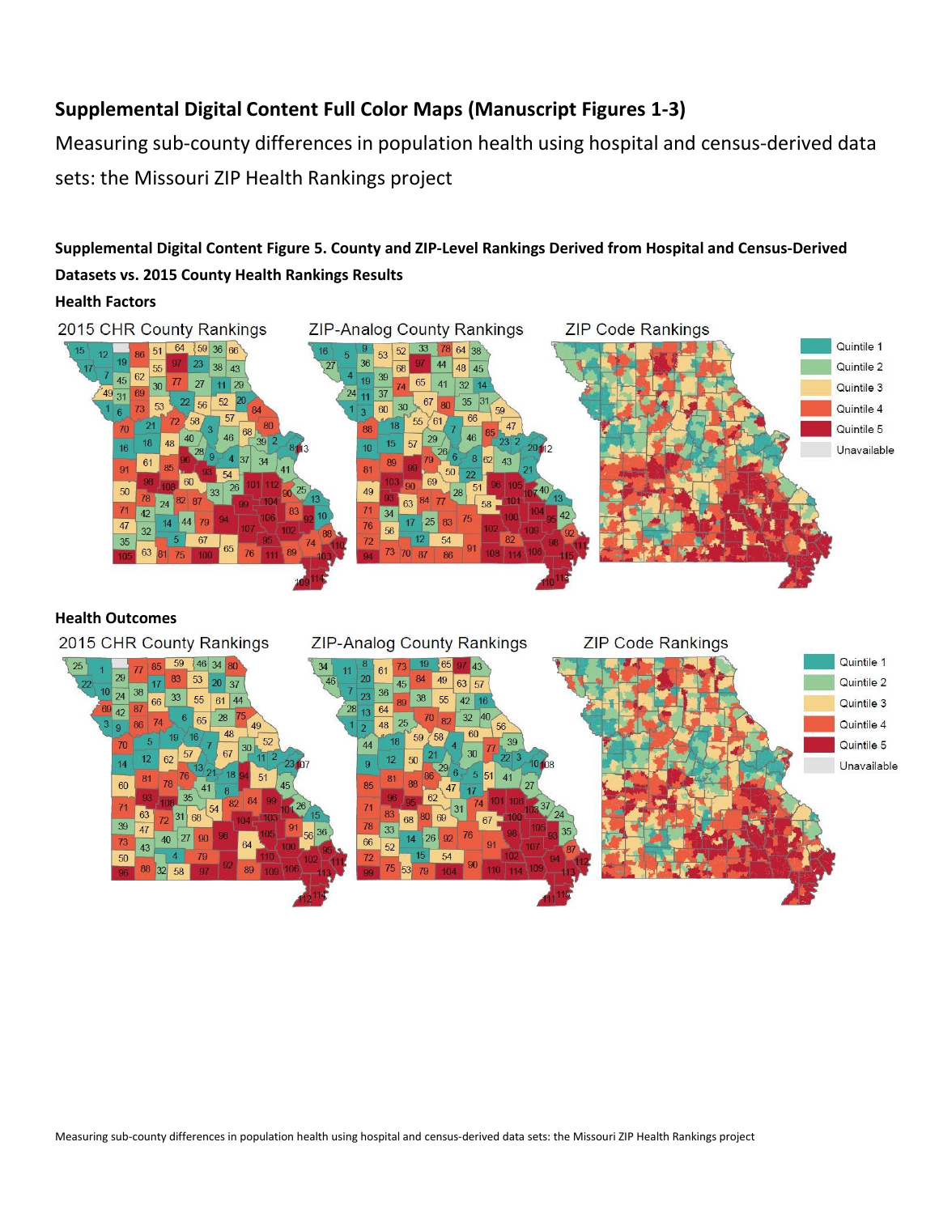## Supplemental Digital Content Full Color Maps (Manuscript Figures 1-3)

Measuring sub-county differences in population health using hospital and census-derived data sets: the Missouri ZIP Health Rankings project

### Supplemental Digital Content Figure 5. County and ZIP-Level Rankings Derived from Hospital and Census-Derived Datasets vs. 2015 County Health Rankings Results

**Health Factors**

**Health Outcomes**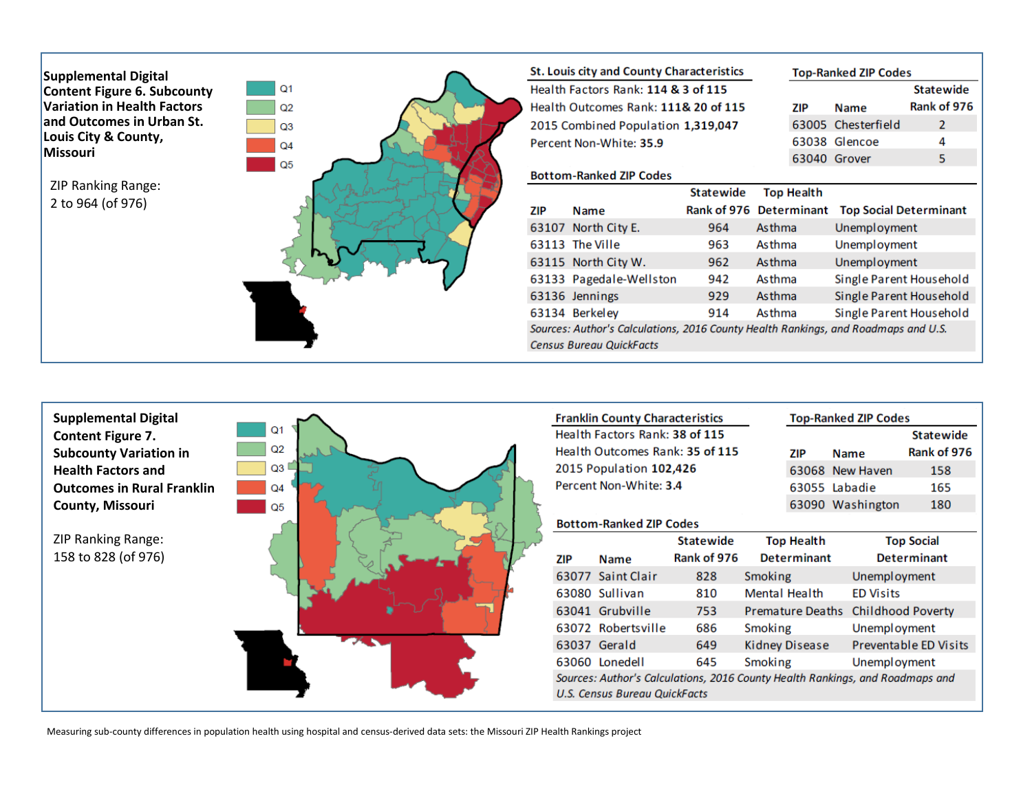**Supplemental Digital Content Figure 6. Subcounty Variation in Health Factors and Outcomes in Urban St. Louis City & County, Missouri**

ZIP Ranking Range: 2 to 964 (of 976)

Q1
Q2
Q3
Q4
Q5

**St. Louis city and County Characteristics**

Health Factors Rank: **114 & 3 of 115**
Health Outcomes Rank: **111& 20 of 115**
2015 Combined Population **1,319,047**
Percent Non-White: **35.9**

**Top-Ranked ZIP Codes**

| ZIP | Name | Statewide Rank of 976 |
|---|---|---|
| 63005 | Chesterfield | 2 |
| 63038 | Glencoe | 4 |
| 63040 | Grover | 5 |

**Bottom-Ranked ZIP Codes**

| ZIP | Name | Statewide Rank of 976 | Top Health Determinant | Top Social Determinant |
|---|---|---|---|---|
| 63107 | North City E. | 964 | Asthma | Unemployment |
| 63113 | The Ville | 963 | Asthma | Unemployment |
| 63115 | North City W. | 962 | Asthma | Unemployment |
| 63133 | Pagedale-Wellston | 942 | Asthma | Single Parent Household |
| 63136 | Jennings | 929 | Asthma | Single Parent Household |
| 63134 | Berkeley | 914 | Asthma | Single Parent Household |

*Sources: Author's Calculations, 2016 County Health Rankings, and Roadmaps and U.S. Census Bureau QuickFacts*

**Supplemental Digital Content Figure 7. Subcounty Variation in Health Factors and Outcomes in Rural Franklin County, Missouri**

ZIP Ranking Range: 158 to 828 (of 976)

Q1
Q2
Q3
Q4
Q5

**Franklin County Characteristics**

Health Factors Rank: **38 of 115**
Health Outcomes Rank: **35 of 115**
2015 Population **102,426**
Percent Non-White: **3.4**

**Top-Ranked ZIP Codes**

| ZIP | Name | Statewide Rank of 976 |
|---|---|---|
| 63068 | New Haven | 158 |
| 63055 | Labadie | 165 |
| 63090 | Washington | 180 |

**Bottom-Ranked ZIP Codes**

| ZIP | Name | Statewide Rank of 976 | Top Health Determinant | Top Social Determinant |
|---|---|---|---|---|
| 63077 | Saint Clair | 828 | Smoking | Unemployment |
| 63080 | Sullivan | 810 | Mental Health | ED Visits |
| 63041 | Grubville | 753 | Premature Deaths | Childhood Poverty |
| 63072 | Robertsville | 686 | Smoking | Unemployment |
| 63037 | Gerald | 649 | Kidney Disease | Preventable ED Visits |
| 63060 | Lonedell | 645 | Smoking | Unemployment |

*Sources: Author's Calculations, 2016 County Health Rankings, and Roadmaps and U.S. Census Bureau QuickFacts*